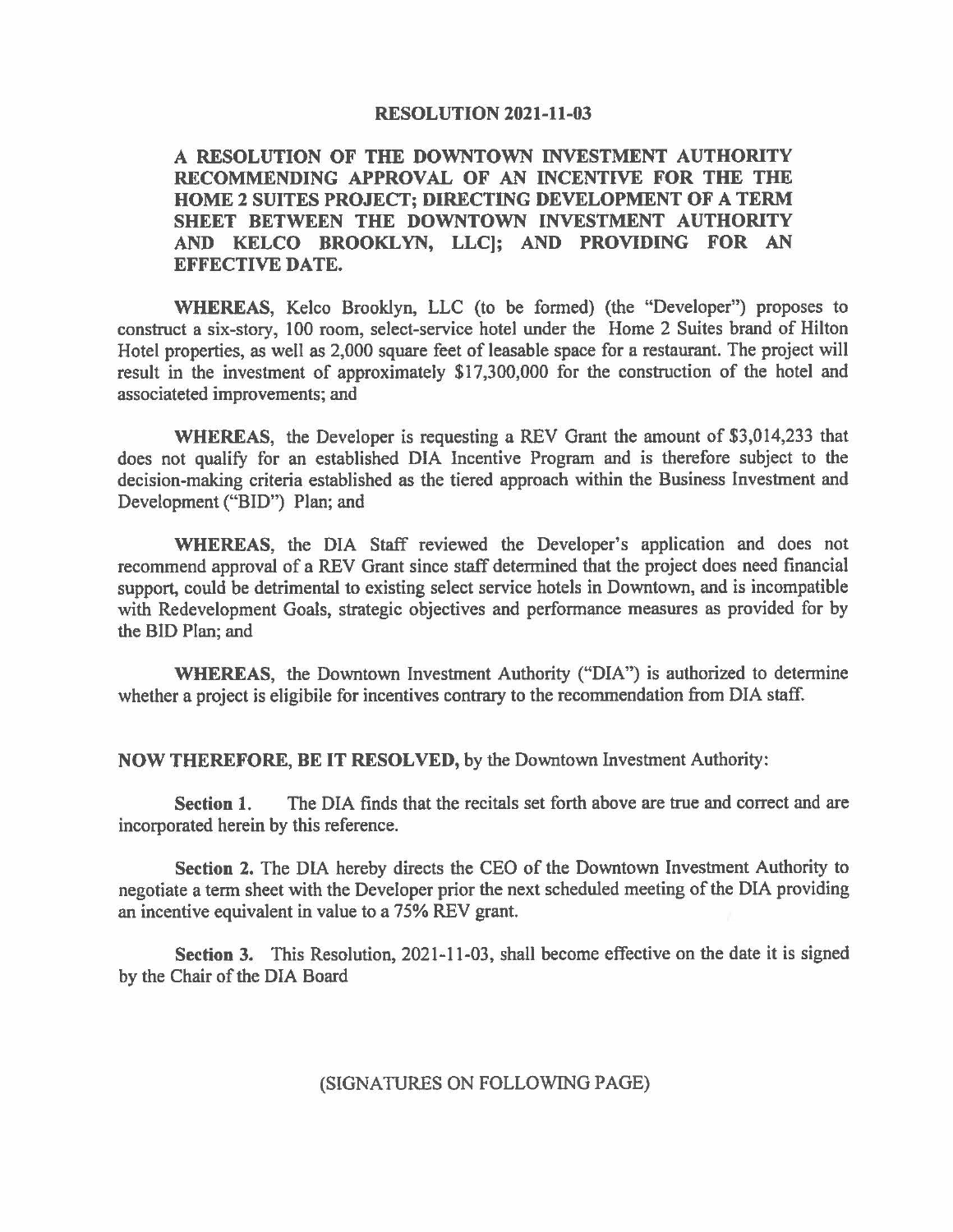# RESOLUTION 2021-11-03

**A RESOLUTION OF THE DOWNTOWN INVESTMENT AUTHORITY RECOMMENDING APPROVAL OF AN INCENTIVE FOR THE THE HOME 2 SUITES PROJECT; DIRECTING DEVELOPMENT OF A TERM SHEET BETWEEN THE DOWNTOWN INVESTMENT AUTHORITY AND KELCO BROOKLYN, LLC]; AND PROVIDING FOR AN EFFECTIVE DATE.**

**WHEREAS**, Kelco Brooklyn, LLC (to be formed) (the "Developer") proposes to construct a six-story, 100 room, select-service hotel under the Home 2 Suites brand of Hilton Hotel properties, as well as 2,000 square feet of leasable space for a restaurant. The project will result in the investment of approximately $17,300,000 for the construction of the hotel and associateted improvements; and

**WHEREAS**, the Developer is requesting a REV Grant the amount of $3,014,233 that does not qualify for an established DIA Incentive Program and is therefore subject to the decision-making criteria established as the tiered approach within the Business Investment and Development ("BID") Plan; and

**WHEREAS**, the DIA Staff reviewed the Developer's application and does not recommend approval of a REV Grant since staff determined that the project does need financial support, could be detrimental to existing select service hotels in Downtown, and is incompatible with Redevelopment Goals, strategic objectives and performance measures as provided for by the BID Plan; and

**WHEREAS**, the Downtown Investment Authority ("DIA") is authorized to determine whether a project is eligibile for incentives contrary to the recommendation from DIA staff.

**NOW THEREFORE, BE IT RESOLVED,** by the Downtown Investment Authority:

**Section 1.** The DIA finds that the recitals set forth above are true and correct and are incorporated herein by this reference.

**Section 2.** The DIA hereby directs the CEO of the Downtown Investment Authority to negotiate a term sheet with the Developer prior the next scheduled meeting of the DIA providing an incentive equivalent in value to a 75% REV grant.

**Section 3.** This Resolution, 2021-11-03, shall become effective on the date it is signed by the Chair of the DIA Board

(SIGNATURES ON FOLLOWING PAGE)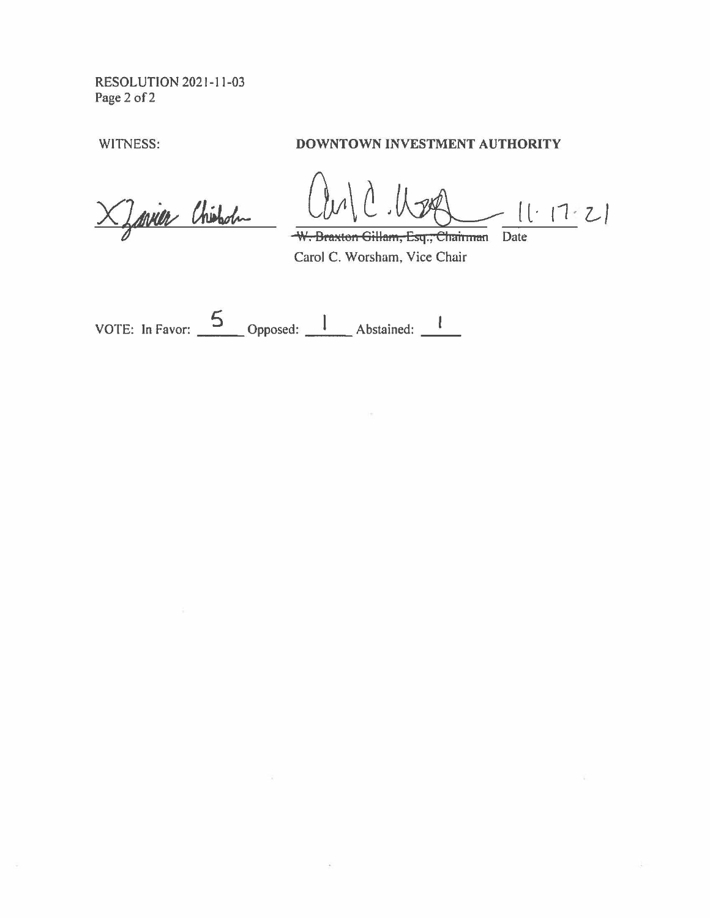RESOLUTION 2021-11-03
Page 2 of 2

WITNESS: **DOWNTOWN INVESTMENT AUTHORITY**

Xzavier Chisholm

~~W. Braxton Gillam, Esq., Chairman~~ Date 11.17.21

Carol C. Worsham, Vice Chair

VOTE: In Favor: 5 Opposed: 1 Abstained: 1